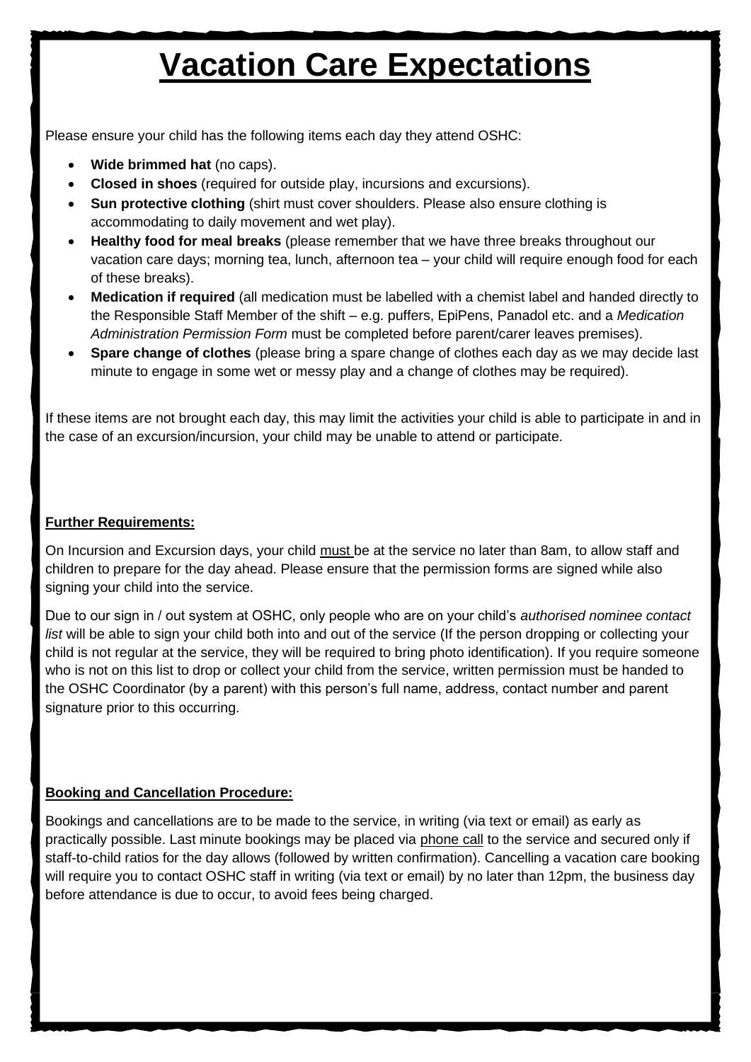# Vacation Care Expectations

Please ensure your child has the following items each day they attend OSHC:

- **Wide brimmed hat** (no caps).
- **Closed in shoes** (required for outside play, incursions and excursions).
- **Sun protective clothing** (shirt must cover shoulders. Please also ensure clothing is accommodating to daily movement and wet play).
- **Healthy food for meal breaks** (please remember that we have three breaks throughout our vacation care days; morning tea, lunch, afternoon tea – your child will require enough food for each of these breaks).
- **Medication if required** (all medication must be labelled with a chemist label and handed directly to the Responsible Staff Member of the shift – e.g. puffers, EpiPens, Panadol etc. and a *Medication Administration Permission Form* must be completed before parent/carer leaves premises).
- **Spare change of clothes** (please bring a spare change of clothes each day as we may decide last minute to engage in some wet or messy play and a change of clothes may be required).

If these items are not brought each day, this may limit the activities your child is able to participate in and in the case of an excursion/incursion, your child may be unable to attend or participate.

**Further Requirements:**

On Incursion and Excursion days, your child must be at the service no later than 8am, to allow staff and children to prepare for the day ahead. Please ensure that the permission forms are signed while also signing your child into the service.

Due to our sign in / out system at OSHC, only people who are on your child's *authorised nominee contact list* will be able to sign your child both into and out of the service (If the person dropping or collecting your child is not regular at the service, they will be required to bring photo identification). If you require someone who is not on this list to drop or collect your child from the service, written permission must be handed to the OSHC Coordinator (by a parent) with this person's full name, address, contact number and parent signature prior to this occurring.

**Booking and Cancellation Procedure:**

Bookings and cancellations are to be made to the service, in writing (via text or email) as early as practically possible. Last minute bookings may be placed via phone call to the service and secured only if staff-to-child ratios for the day allows (followed by written confirmation). Cancelling a vacation care booking will require you to contact OSHC staff in writing (via text or email) by no later than 12pm, the business day before attendance is due to occur, to avoid fees being charged.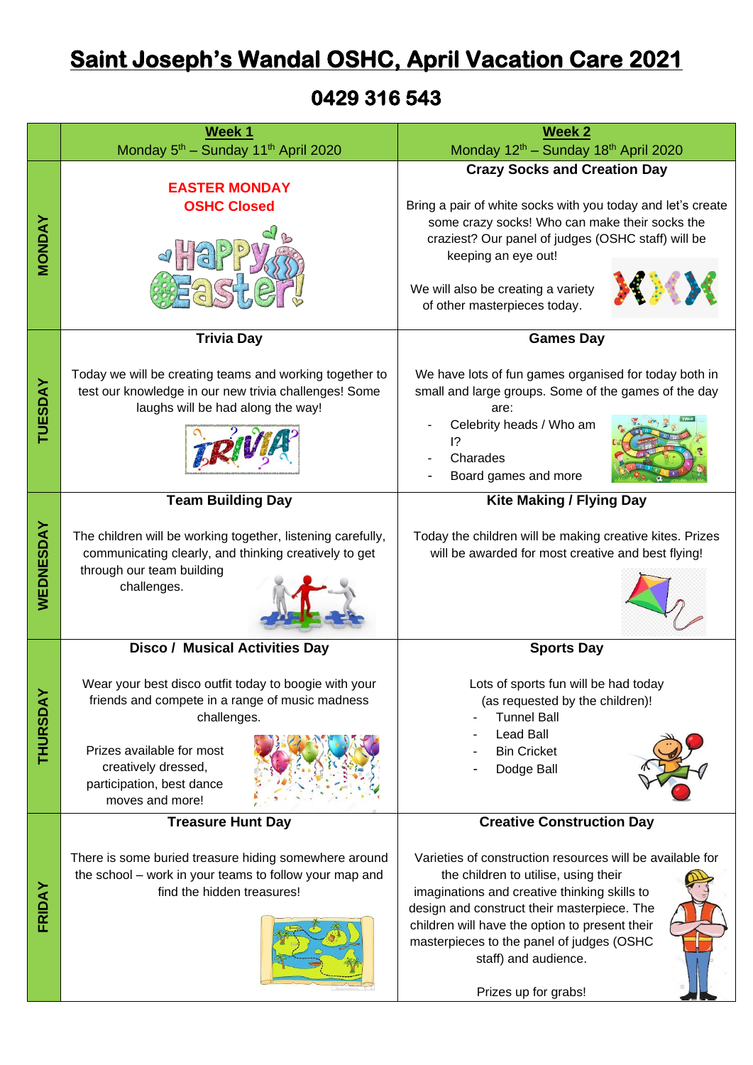# Saint Joseph's Wandal OSHC, April Vacation Care 2021

## 0429 316 543

| | **Week 1**<br>Monday 5th – Sunday 11th April 2020 | **Week 2**<br>Monday 12th – Sunday 18th April 2020 |
|---|---|---|
| **MONDAY** | **EASTER MONDAY**<br>**OSHC Closed** | **Crazy Socks and Creation Day**<br><br>Bring a pair of white socks with you today and let's create some crazy socks! Who can make their socks the craziest? Our panel of judges (OSHC staff) will be keeping an eye out!<br><br>We will also be creating a variety of other masterpieces today. |
| **TUESDAY** | **Trivia Day**<br><br>Today we will be creating teams and working together to test our knowledge in our new trivia challenges! Some laughs will be had along the way! | **Games Day**<br><br>We have lots of fun games organised for today both in small and large groups. Some of the games of the day are:<br>- Celebrity heads / Who am I?<br>- Charades<br>- Board games and more |
| **WEDNESDAY** | **Team Building Day**<br><br>The children will be working together, listening carefully, communicating clearly, and thinking creatively to get through our team building challenges. | **Kite Making / Flying Day**<br><br>Today the children will be making creative kites. Prizes will be awarded for most creative and best flying! |
| **THURSDAY** | **Disco / Musical Activities Day**<br><br>Wear your best disco outfit today to boogie with your friends and compete in a range of music madness challenges.<br><br>Prizes available for most creatively dressed, participation, best dance moves and more! | **Sports Day**<br><br>Lots of sports fun will be had today (as requested by the children)!<br>- Tunnel Ball<br>- Lead Ball<br>- Bin Cricket<br>- Dodge Ball |
| **FRIDAY** | **Treasure Hunt Day**<br><br>There is some buried treasure hiding somewhere around the school – work in your teams to follow your map and find the hidden treasures! | **Creative Construction Day**<br><br>Varieties of construction resources will be available for the children to utilise, using their imaginations and creative thinking skills to design and construct their masterpiece. The children will have the option to present their masterpieces to the panel of judges (OSHC staff) and audience.<br><br>Prizes up for grabs! |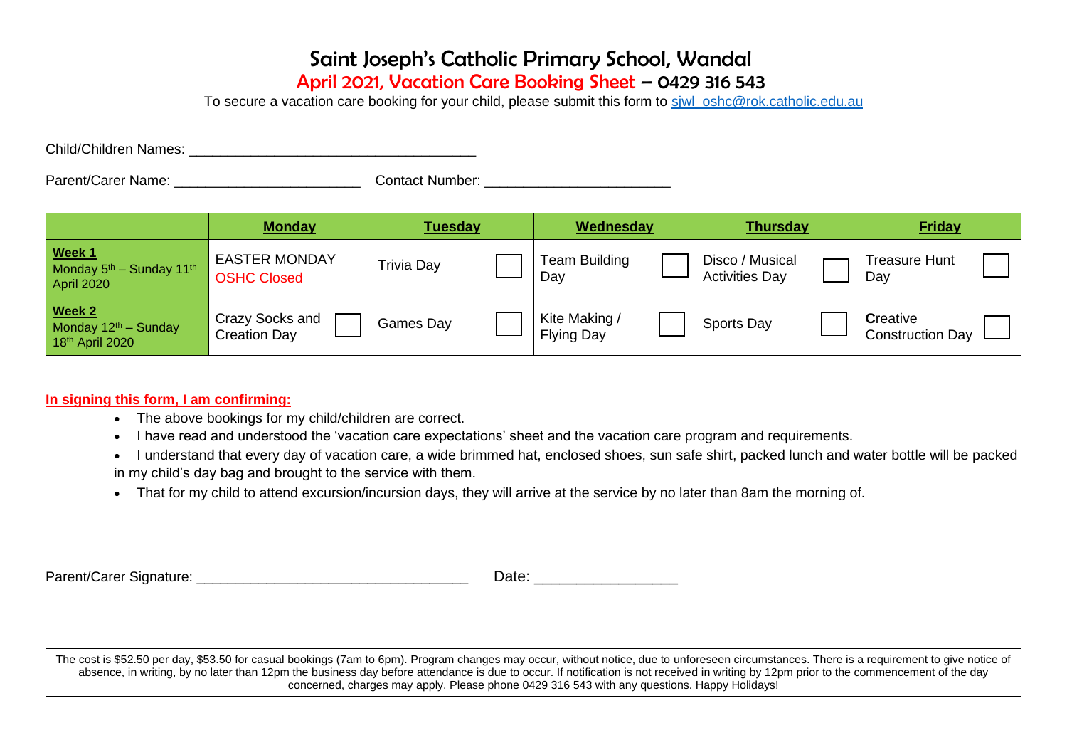# Saint Joseph's Catholic Primary School, Wandal

## April 2021, Vacation Care Booking Sheet – 0429 316 543

To secure a vacation care booking for your child, please submit this form to sjwl_oshc@rok.catholic.edu.au

Child/Children Names: ____________________________________

Parent/Carer Name: _______________________ Contact Number: _______________________

| | **Monday** | **Tuesday** | **Wednesday** | **Thursday** | **Friday** |
|---|---|---|---|---|---|
| **Week 1** Monday 5th – Sunday 11th April 2020 | EASTER MONDAY OSHC Closed | Trivia Day ☐ | Team Building Day ☐ | Disco / Musical Activities Day ☐ | Treasure Hunt Day ☐ |
| **Week 2** Monday 12th – Sunday 18th April 2020 | Crazy Socks and Creation Day ☐ | Games Day ☐ | Kite Making / Flying Day ☐ | Sports Day ☐ | **C**reative Construction Day ☐ |

**In signing this form, I am confirming:**

- The above bookings for my child/children are correct.
- I have read and understood the 'vacation care expectations' sheet and the vacation care program and requirements.
- I understand that every day of vacation care, a wide brimmed hat, enclosed shoes, sun safe shirt, packed lunch and water bottle will be packed in my child's day bag and brought to the service with them.
- That for my child to attend excursion/incursion days, they will arrive at the service by no later than 8am the morning of.

Parent/Carer Signature: _________________________________ Date: _________________

The cost is $52.50 per day, $53.50 for casual bookings (7am to 6pm). Program changes may occur, without notice, due to unforeseen circumstances. There is a requirement to give notice of absence, in writing, by no later than 12pm the business day before attendance is due to occur. If notification is not received in writing by 12pm prior to the commencement of the day concerned, charges may apply. Please phone 0429 316 543 with any questions. Happy Holidays!